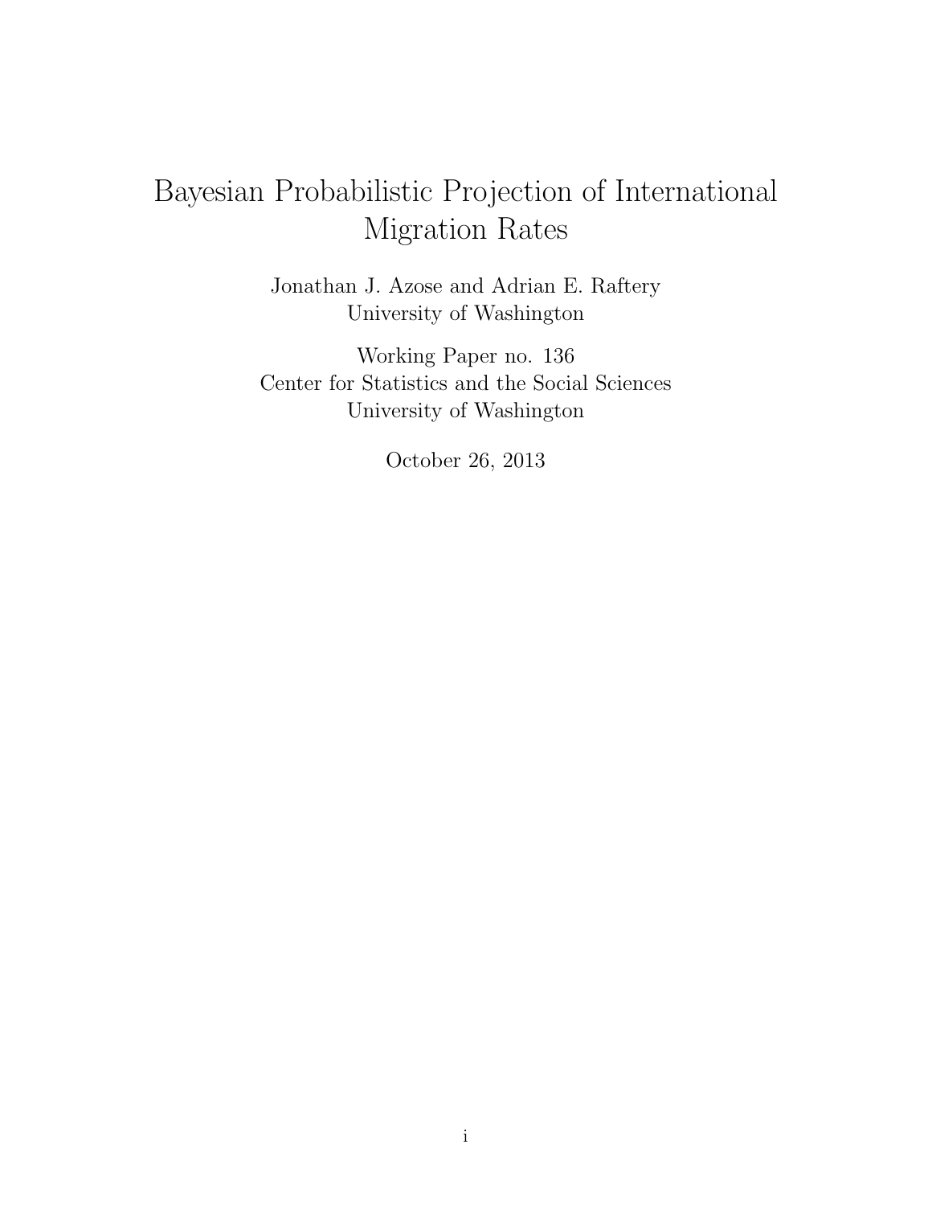# Bayesian Probabilistic Projection of International Migration Rates

Jonathan J. Azose and Adrian E. Raftery
University of Washington

Working Paper no. 136
Center for Statistics and the Social Sciences
University of Washington

October 26, 2013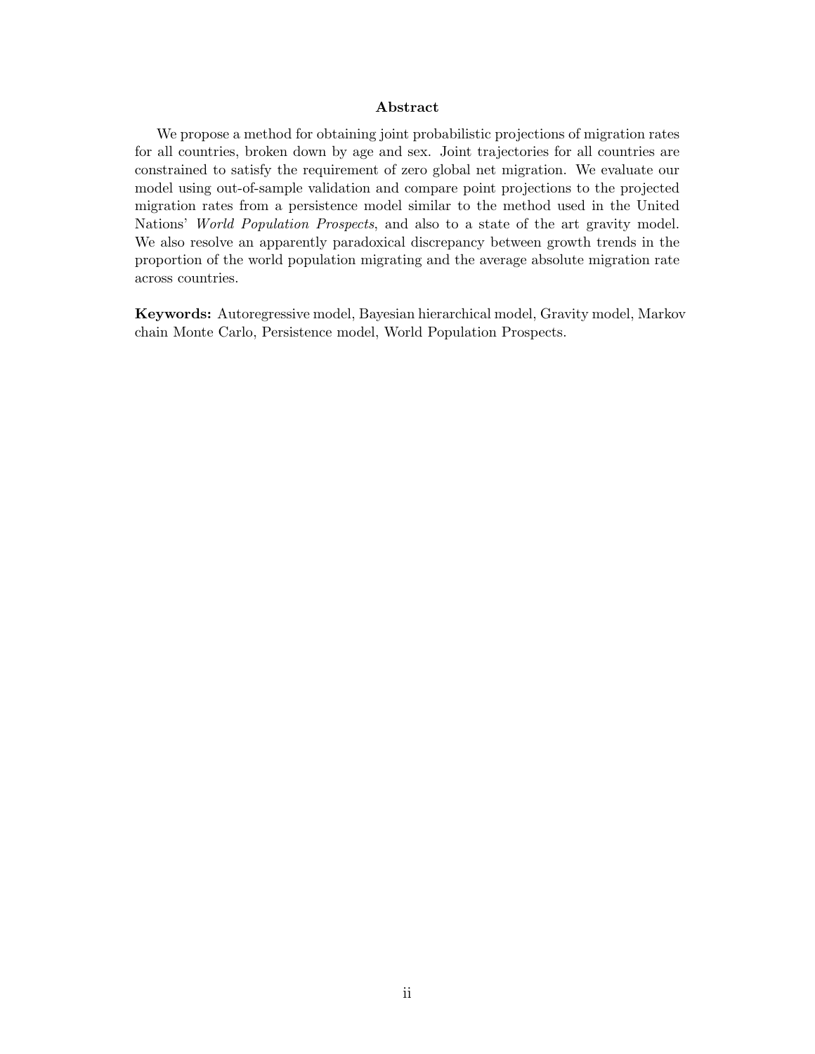## Abstract

We propose a method for obtaining joint probabilistic projections of migration rates for all countries, broken down by age and sex. Joint trajectories for all countries are constrained to satisfy the requirement of zero global net migration. We evaluate our model using out-of-sample validation and compare point projections to the projected migration rates from a persistence model similar to the method used in the United Nations' *World Population Prospects*, and also to a state of the art gravity model. We also resolve an apparently paradoxical discrepancy between growth trends in the proportion of the world population migrating and the average absolute migration rate across countries.

**Keywords:** Autoregressive model, Bayesian hierarchical model, Gravity model, Markov chain Monte Carlo, Persistence model, World Population Prospects.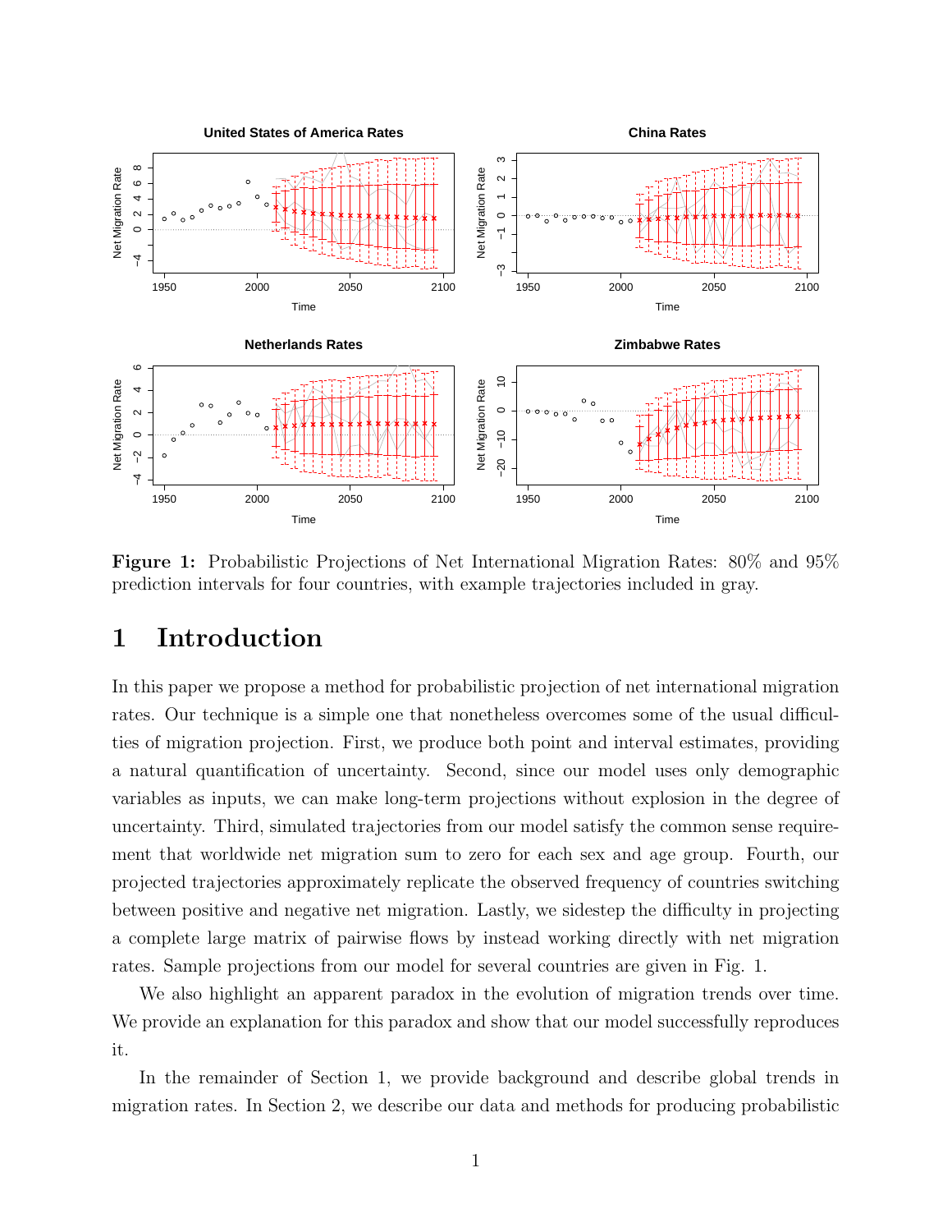**Figure 1:** Probabilistic Projections of Net International Migration Rates: 80% and 95% prediction intervals for four countries, with example trajectories included in gray.

# 1 Introduction

In this paper we propose a method for probabilistic projection of net international migration rates. Our technique is a simple one that nonetheless overcomes some of the usual difficulties of migration projection. First, we produce both point and interval estimates, providing a natural quantification of uncertainty. Second, since our model uses only demographic variables as inputs, we can make long-term projections without explosion in the degree of uncertainty. Third, simulated trajectories from our model satisfy the common sense requirement that worldwide net migration sum to zero for each sex and age group. Fourth, our projected trajectories approximately replicate the observed frequency of countries switching between positive and negative net migration. Lastly, we sidestep the difficulty in projecting a complete large matrix of pairwise flows by instead working directly with net migration rates. Sample projections from our model for several countries are given in Fig. 1.

We also highlight an apparent paradox in the evolution of migration trends over time. We provide an explanation for this paradox and show that our model successfully reproduces it.

In the remainder of Section 1, we provide background and describe global trends in migration rates. In Section 2, we describe our data and methods for producing probabilistic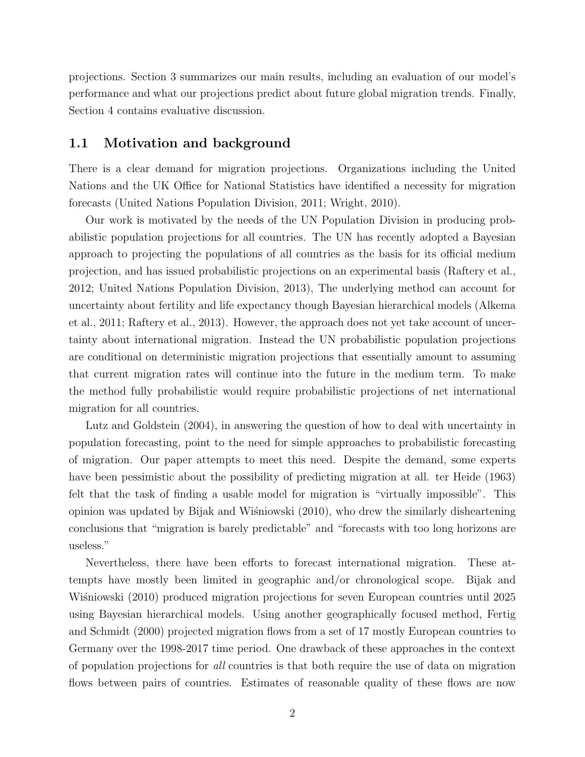projections. Section 3 summarizes our main results, including an evaluation of our model's performance and what our projections predict about future global migration trends. Finally, Section 4 contains evaluative discussion.

## 1.1 Motivation and background

There is a clear demand for migration projections. Organizations including the United Nations and the UK Office for National Statistics have identified a necessity for migration forecasts (United Nations Population Division, 2011; Wright, 2010).

Our work is motivated by the needs of the UN Population Division in producing probabilistic population projections for all countries. The UN has recently adopted a Bayesian approach to projecting the populations of all countries as the basis for its official medium projection, and has issued probabilistic projections on an experimental basis (Raftery et al., 2012; United Nations Population Division, 2013), The underlying method can account for uncertainty about fertility and life expectancy though Bayesian hierarchical models (Alkema et al., 2011; Raftery et al., 2013). However, the approach does not yet take account of uncertainty about international migration. Instead the UN probabilistic population projections are conditional on deterministic migration projections that essentially amount to assuming that current migration rates will continue into the future in the medium term. To make the method fully probabilistic would require probabilistic projections of net international migration for all countries.

Lutz and Goldstein (2004), in answering the question of how to deal with uncertainty in population forecasting, point to the need for simple approaches to probabilistic forecasting of migration. Our paper attempts to meet this need. Despite the demand, some experts have been pessimistic about the possibility of predicting migration at all. ter Heide (1963) felt that the task of finding a usable model for migration is "virtually impossible". This opinion was updated by Bijak and Wiśniowski (2010), who drew the similarly disheartening conclusions that "migration is barely predictable" and "forecasts with too long horizons are useless."

Nevertheless, there have been efforts to forecast international migration. These attempts have mostly been limited in geographic and/or chronological scope. Bijak and Wiśniowski (2010) produced migration projections for seven European countries until 2025 using Bayesian hierarchical models. Using another geographically focused method, Fertig and Schmidt (2000) projected migration flows from a set of 17 mostly European countries to Germany over the 1998-2017 time period. One drawback of these approaches in the context of population projections for *all* countries is that both require the use of data on migration flows between pairs of countries. Estimates of reasonable quality of these flows are now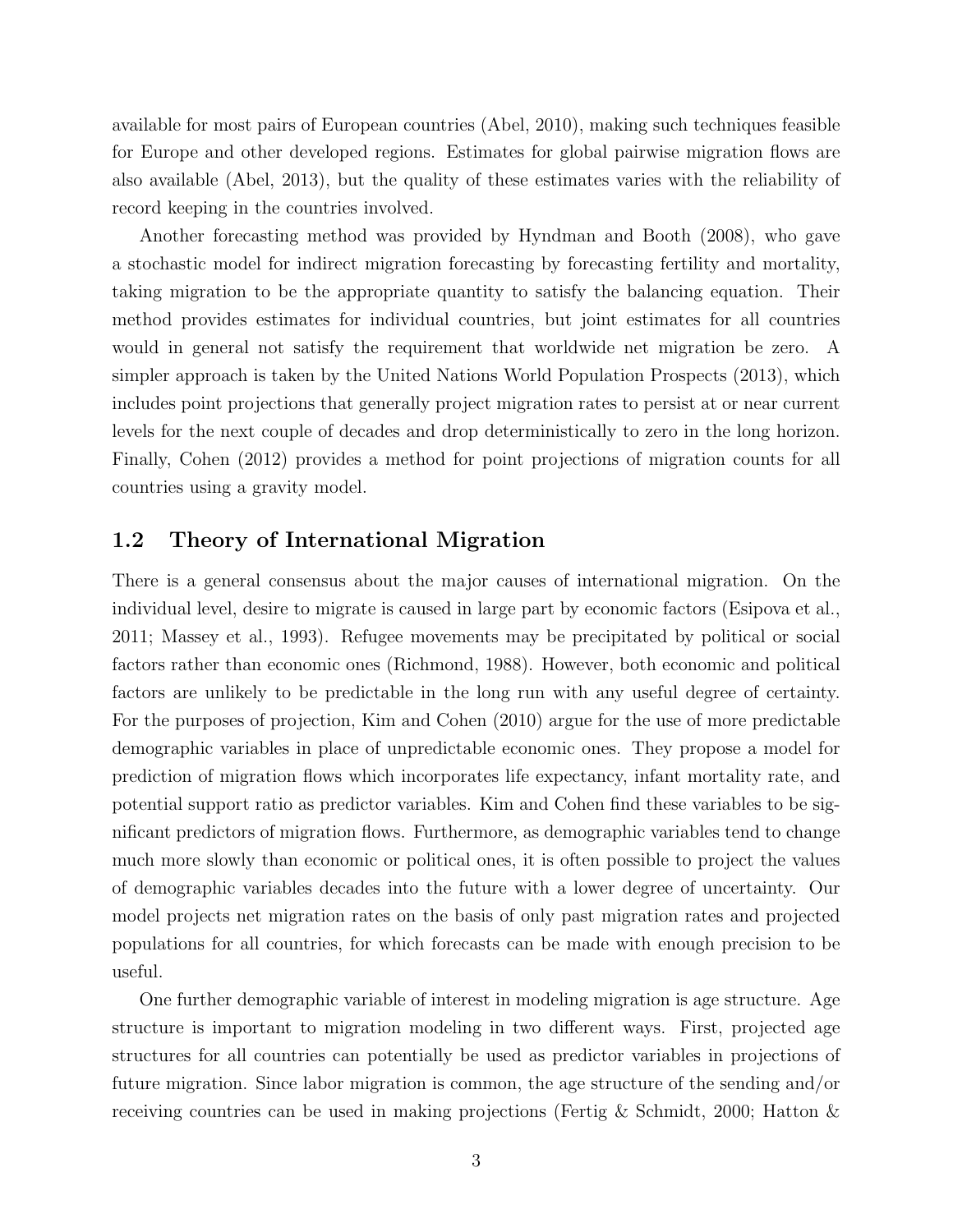available for most pairs of European countries (Abel, 2010), making such techniques feasible for Europe and other developed regions. Estimates for global pairwise migration flows are also available (Abel, 2013), but the quality of these estimates varies with the reliability of record keeping in the countries involved.

Another forecasting method was provided by Hyndman and Booth (2008), who gave a stochastic model for indirect migration forecasting by forecasting fertility and mortality, taking migration to be the appropriate quantity to satisfy the balancing equation. Their method provides estimates for individual countries, but joint estimates for all countries would in general not satisfy the requirement that worldwide net migration be zero. A simpler approach is taken by the United Nations World Population Prospects (2013), which includes point projections that generally project migration rates to persist at or near current levels for the next couple of decades and drop deterministically to zero in the long horizon. Finally, Cohen (2012) provides a method for point projections of migration counts for all countries using a gravity model.

## 1.2 Theory of International Migration

There is a general consensus about the major causes of international migration. On the individual level, desire to migrate is caused in large part by economic factors (Esipova et al., 2011; Massey et al., 1993). Refugee movements may be precipitated by political or social factors rather than economic ones (Richmond, 1988). However, both economic and political factors are unlikely to be predictable in the long run with any useful degree of certainty. For the purposes of projection, Kim and Cohen (2010) argue for the use of more predictable demographic variables in place of unpredictable economic ones. They propose a model for prediction of migration flows which incorporates life expectancy, infant mortality rate, and potential support ratio as predictor variables. Kim and Cohen find these variables to be significant predictors of migration flows. Furthermore, as demographic variables tend to change much more slowly than economic or political ones, it is often possible to project the values of demographic variables decades into the future with a lower degree of uncertainty. Our model projects net migration rates on the basis of only past migration rates and projected populations for all countries, for which forecasts can be made with enough precision to be useful.

One further demographic variable of interest in modeling migration is age structure. Age structure is important to migration modeling in two different ways. First, projected age structures for all countries can potentially be used as predictor variables in projections of future migration. Since labor migration is common, the age structure of the sending and/or receiving countries can be used in making projections (Fertig & Schmidt, 2000; Hatton &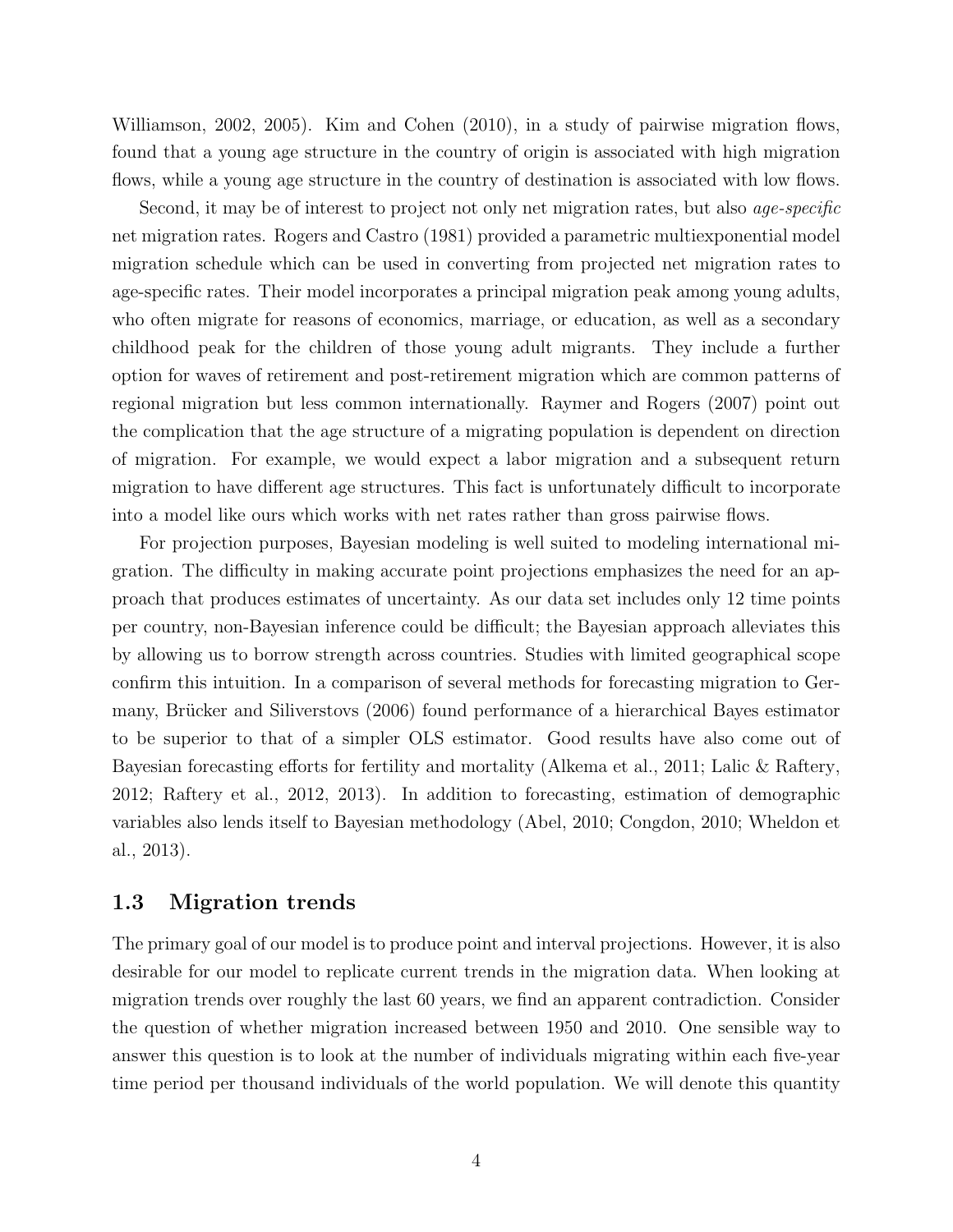Williamson, 2002, 2005). Kim and Cohen (2010), in a study of pairwise migration flows, found that a young age structure in the country of origin is associated with high migration flows, while a young age structure in the country of destination is associated with low flows.

Second, it may be of interest to project not only net migration rates, but also *age-specific* net migration rates. Rogers and Castro (1981) provided a parametric multiexponential model migration schedule which can be used in converting from projected net migration rates to age-specific rates. Their model incorporates a principal migration peak among young adults, who often migrate for reasons of economics, marriage, or education, as well as a secondary childhood peak for the children of those young adult migrants. They include a further option for waves of retirement and post-retirement migration which are common patterns of regional migration but less common internationally. Raymer and Rogers (2007) point out the complication that the age structure of a migrating population is dependent on direction of migration. For example, we would expect a labor migration and a subsequent return migration to have different age structures. This fact is unfortunately difficult to incorporate into a model like ours which works with net rates rather than gross pairwise flows.

For projection purposes, Bayesian modeling is well suited to modeling international migration. The difficulty in making accurate point projections emphasizes the need for an approach that produces estimates of uncertainty. As our data set includes only 12 time points per country, non-Bayesian inference could be difficult; the Bayesian approach alleviates this by allowing us to borrow strength across countries. Studies with limited geographical scope confirm this intuition. In a comparison of several methods for forecasting migration to Germany, Brücker and Siliverstovs (2006) found performance of a hierarchical Bayes estimator to be superior to that of a simpler OLS estimator. Good results have also come out of Bayesian forecasting efforts for fertility and mortality (Alkema et al., 2011; Lalic & Raftery, 2012; Raftery et al., 2012, 2013). In addition to forecasting, estimation of demographic variables also lends itself to Bayesian methodology (Abel, 2010; Congdon, 2010; Wheldon et al., 2013).

### 1.3 Migration trends

The primary goal of our model is to produce point and interval projections. However, it is also desirable for our model to replicate current trends in the migration data. When looking at migration trends over roughly the last 60 years, we find an apparent contradiction. Consider the question of whether migration increased between 1950 and 2010. One sensible way to answer this question is to look at the number of individuals migrating within each five-year time period per thousand individuals of the world population. We will denote this quantity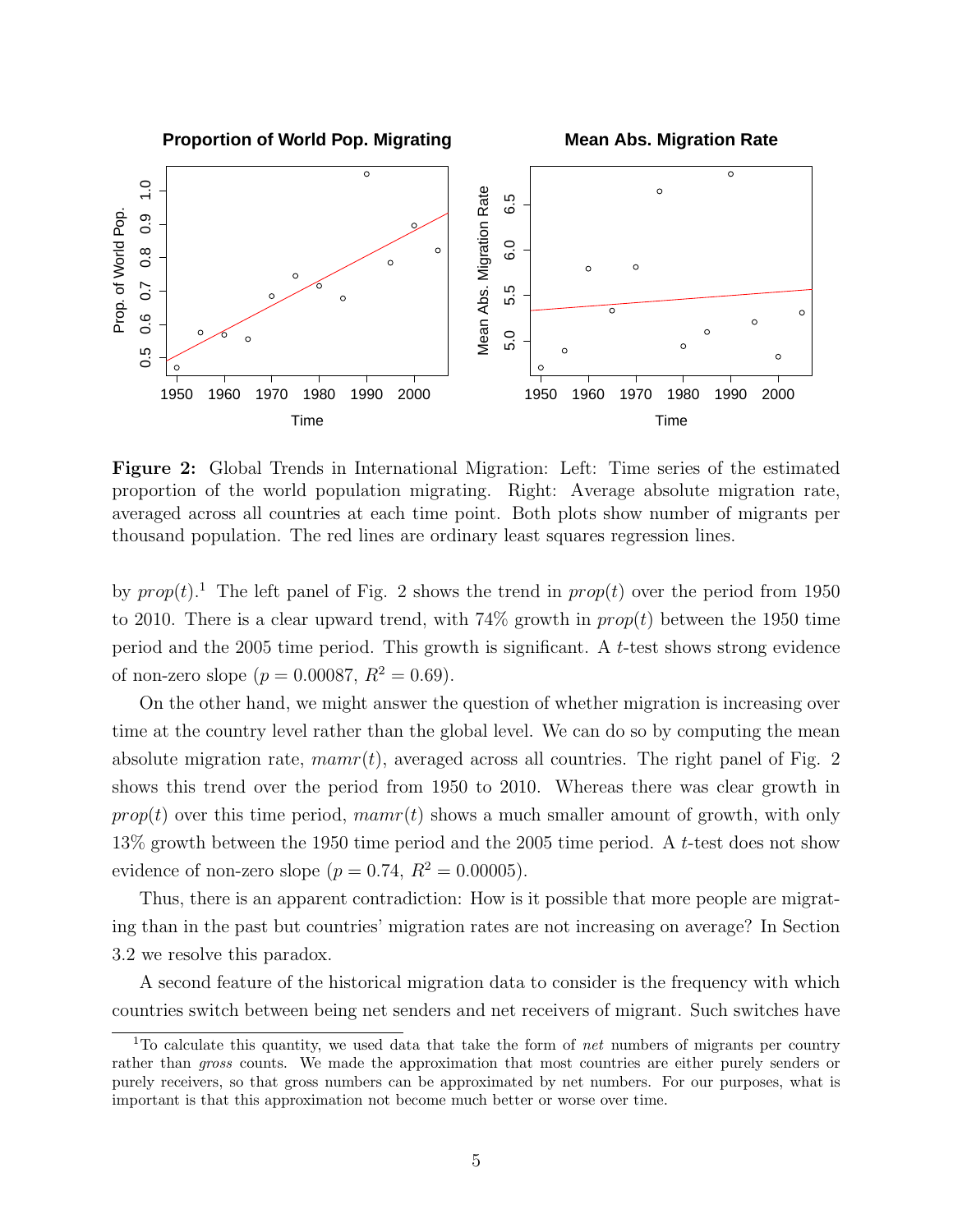**Figure 2:** Global Trends in International Migration: Left: Time series of the estimated proportion of the world population migrating. Right: Average absolute migration rate, averaged across all countries at each time point. Both plots show number of migrants per thousand population. The red lines are ordinary least squares regression lines.

by $prop(t)$.[1] The left panel of Fig. 2 shows the trend in $prop(t)$ over the period from 1950 to 2010. There is a clear upward trend, with 74% growth in $prop(t)$ between the 1950 time period and the 2005 time period. This growth is significant. A $t$-test shows strong evidence of non-zero slope ($p = 0.00087$, $R^2 = 0.69$).

On the other hand, we might answer the question of whether migration is increasing over time at the country level rather than the global level. We can do so by computing the mean absolute migration rate, $mamr(t)$, averaged across all countries. The right panel of Fig. 2 shows this trend over the period from 1950 to 2010. Whereas there was clear growth in $prop(t)$ over this time period, $mamr(t)$ shows a much smaller amount of growth, with only 13% growth between the 1950 time period and the 2005 time period. A $t$-test does not show evidence of non-zero slope ($p = 0.74$, $R^2 = 0.00005$).

Thus, there is an apparent contradiction: How is it possible that more people are migrating than in the past but countries' migration rates are not increasing on average? In Section 3.2 we resolve this paradox.

A second feature of the historical migration data to consider is the frequency with which countries switch between being net senders and net receivers of migrant. Such switches have

[1] To calculate this quantity, we used data that take the form of *net* numbers of migrants per country rather than *gross* counts. We made the approximation that most countries are either purely senders or purely receivers, so that gross numbers can be approximated by net numbers. For our purposes, what is important is that this approximation not become much better or worse over time.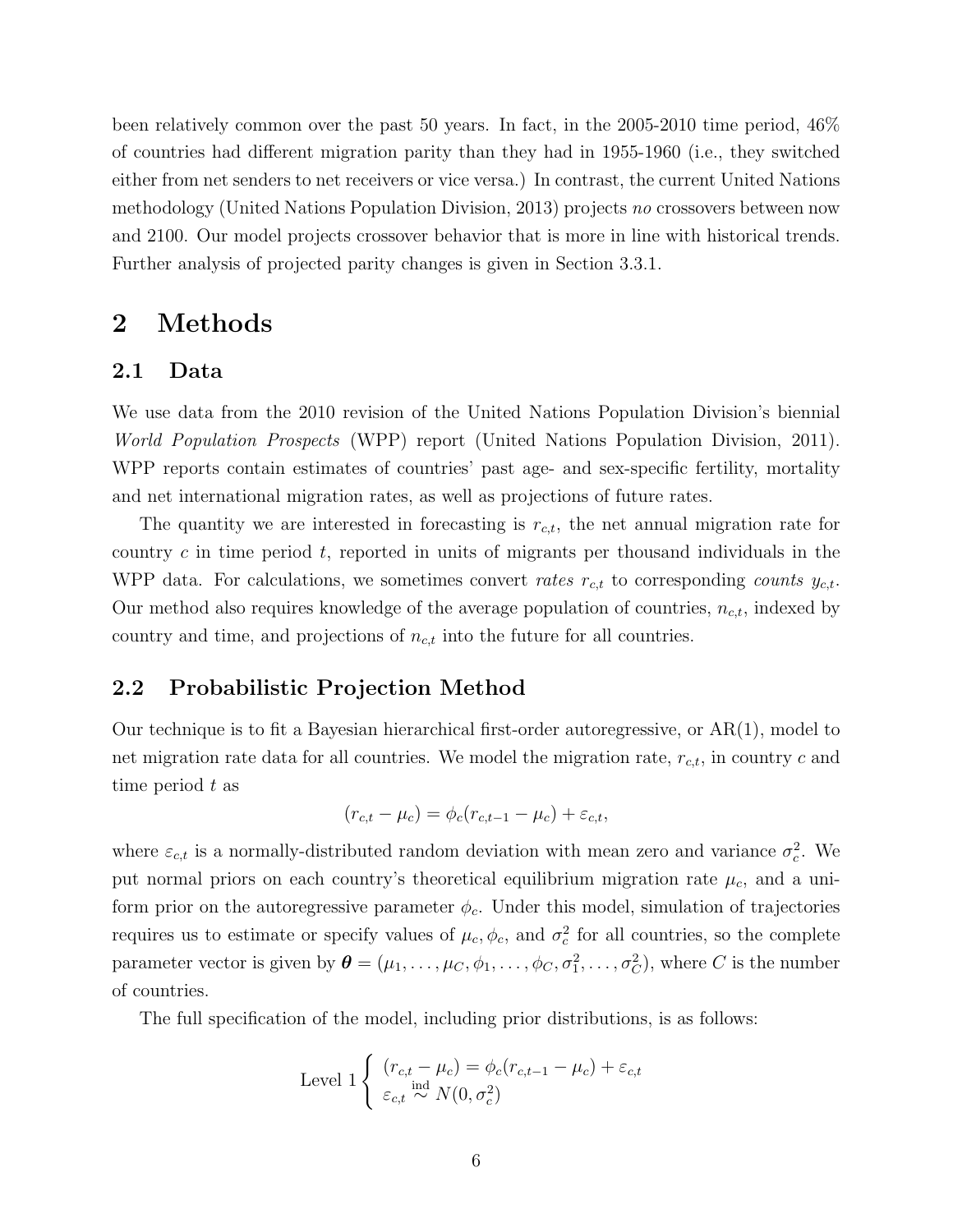been relatively common over the past 50 years. In fact, in the 2005-2010 time period, 46% of countries had different migration parity than they had in 1955-1960 (i.e., they switched either from net senders to net receivers or vice versa.) In contrast, the current United Nations methodology (United Nations Population Division, 2013) projects *no* crossovers between now and 2100. Our model projects crossover behavior that is more in line with historical trends. Further analysis of projected parity changes is given in Section 3.3.1.

# 2 Methods

## 2.1 Data

We use data from the 2010 revision of the United Nations Population Division's biennial *World Population Prospects* (WPP) report (United Nations Population Division, 2011). WPP reports contain estimates of countries' past age- and sex-specific fertility, mortality and net international migration rates, as well as projections of future rates.

The quantity we are interested in forecasting is $r_{c,t}$, the net annual migration rate for country $c$ in time period $t$, reported in units of migrants per thousand individuals in the WPP data. For calculations, we sometimes convert *rates* $r_{c,t}$ to corresponding *counts* $y_{c,t}$. Our method also requires knowledge of the average population of countries, $n_{c,t}$, indexed by country and time, and projections of $n_{c,t}$ into the future for all countries.

## 2.2 Probabilistic Projection Method

Our technique is to fit a Bayesian hierarchical first-order autoregressive, or AR(1), model to net migration rate data for all countries. We model the migration rate, $r_{c,t}$, in country $c$ and time period $t$ as

$$(r_{c,t} - \mu_c) = \phi_c(r_{c,t-1} - \mu_c) + \varepsilon_{c,t},$$

where $\varepsilon_{c,t}$ is a normally-distributed random deviation with mean zero and variance $\sigma_c^2$. We put normal priors on each country's theoretical equilibrium migration rate $\mu_c$, and a uniform prior on the autoregressive parameter $\phi_c$. Under this model, simulation of trajectories requires us to estimate or specify values of $\mu_c, \phi_c$, and $\sigma_c^2$ for all countries, so the complete parameter vector is given by $\boldsymbol{\theta} = (\mu_1, \ldots, \mu_C, \phi_1, \ldots, \phi_C, \sigma_1^2, \ldots, \sigma_C^2)$, where $C$ is the number of countries.

The full specification of the model, including prior distributions, is as follows:

$$\text{Level 1} \left\{ \begin{array}{l} (r_{c,t} - \mu_c) = \phi_c(r_{c,t-1} - \mu_c) + \varepsilon_{c,t} \\ \varepsilon_{c,t} \overset{\text{ind}}{\sim} N(0, \sigma_c^2) \end{array} \right.$$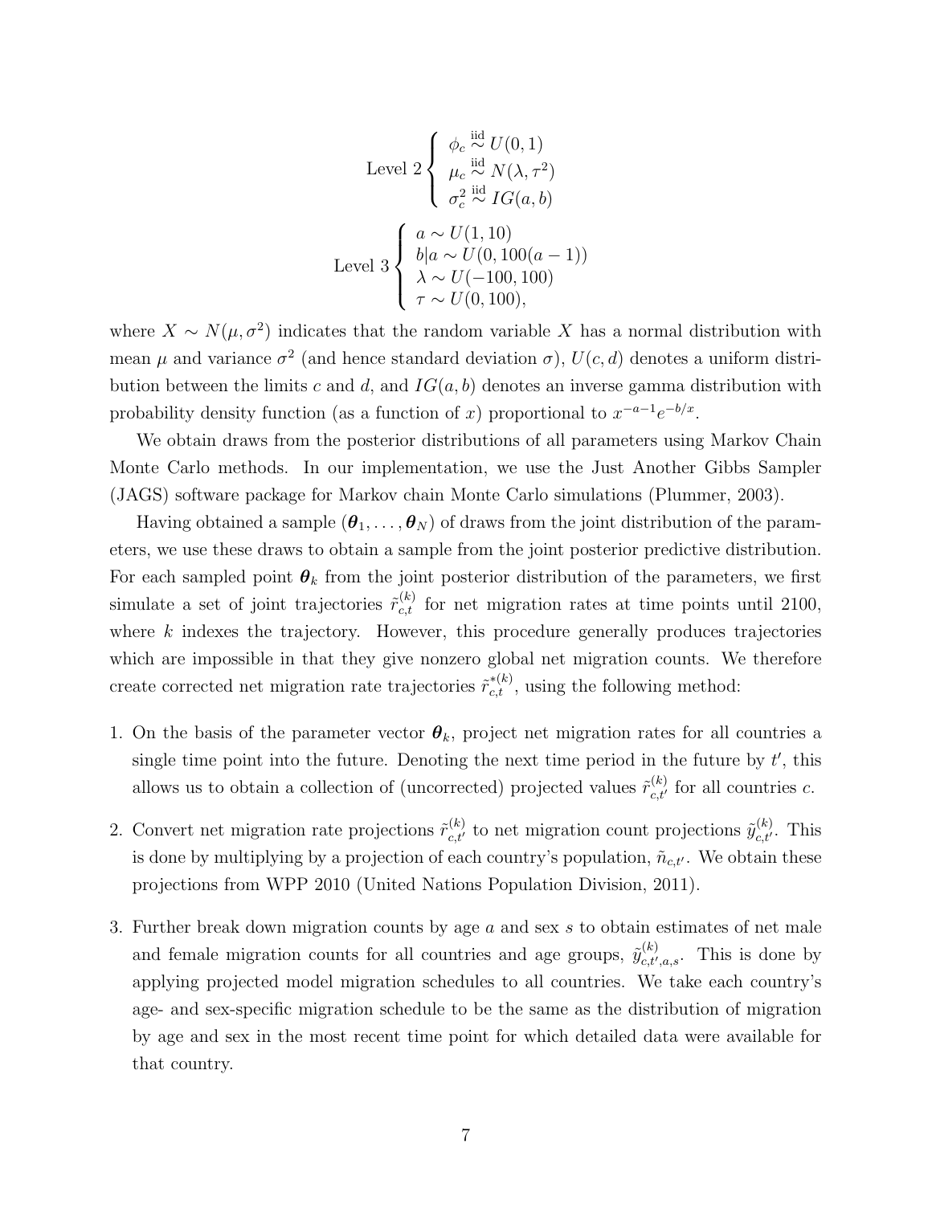$$
\text{Level 2} \begin{cases} \phi_c \overset{\text{iid}}{\sim} U(0,1) \\ \mu_c \overset{\text{iid}}{\sim} N(\lambda, \tau^2) \\ \sigma_c^2 \overset{\text{iid}}{\sim} IG(a,b) \end{cases}
$$

$$
\text{Level 3} \begin{cases} a \sim U(1,10) \\ b|a \sim U(0, 100(a-1)) \\ \lambda \sim U(-100, 100) \\ \tau \sim U(0, 100), \end{cases}
$$

where $X \sim N(\mu, \sigma^2)$ indicates that the random variable $X$ has a normal distribution with mean $\mu$ and variance $\sigma^2$ (and hence standard deviation $\sigma$), $U(c,d)$ denotes a uniform distribution between the limits $c$ and $d$, and $IG(a,b)$ denotes an inverse gamma distribution with probability density function (as a function of $x$) proportional to $x^{-a-1}e^{-b/x}$.

We obtain draws from the posterior distributions of all parameters using Markov Chain Monte Carlo methods. In our implementation, we use the Just Another Gibbs Sampler (JAGS) software package for Markov chain Monte Carlo simulations (Plummer, 2003).

Having obtained a sample $(\boldsymbol{\theta}_1, \ldots, \boldsymbol{\theta}_N)$ of draws from the joint distribution of the parameters, we use these draws to obtain a sample from the joint posterior predictive distribution. For each sampled point $\boldsymbol{\theta}_k$ from the joint posterior distribution of the parameters, we first simulate a set of joint trajectories $\tilde{r}_{c,t}^{(k)}$ for net migration rates at time points until 2100, where $k$ indexes the trajectory. However, this procedure generally produces trajectories which are impossible in that they give nonzero global net migration counts. We therefore create corrected net migration rate trajectories $\tilde{r}_{c,t}^{*(k)}$, using the following method:

1. On the basis of the parameter vector $\boldsymbol{\theta}_k$, project net migration rates for all countries a single time point into the future. Denoting the next time period in the future by $t'$, this allows us to obtain a collection of (uncorrected) projected values $\tilde{r}_{c,t'}^{(k)}$ for all countries $c$.

2. Convert net migration rate projections $\tilde{r}_{c,t'}^{(k)}$ to net migration count projections $\tilde{y}_{c,t'}^{(k)}$. This is done by multiplying by a projection of each country's population, $\tilde{n}_{c,t'}$. We obtain these projections from WPP 2010 (United Nations Population Division, 2011).

3. Further break down migration counts by age $a$ and sex $s$ to obtain estimates of net male and female migration counts for all countries and age groups, $\tilde{y}_{c,t',a,s}^{(k)}$. This is done by applying projected model migration schedules to all countries. We take each country's age- and sex-specific migration schedule to be the same as the distribution of migration by age and sex in the most recent time point for which detailed data were available for that country.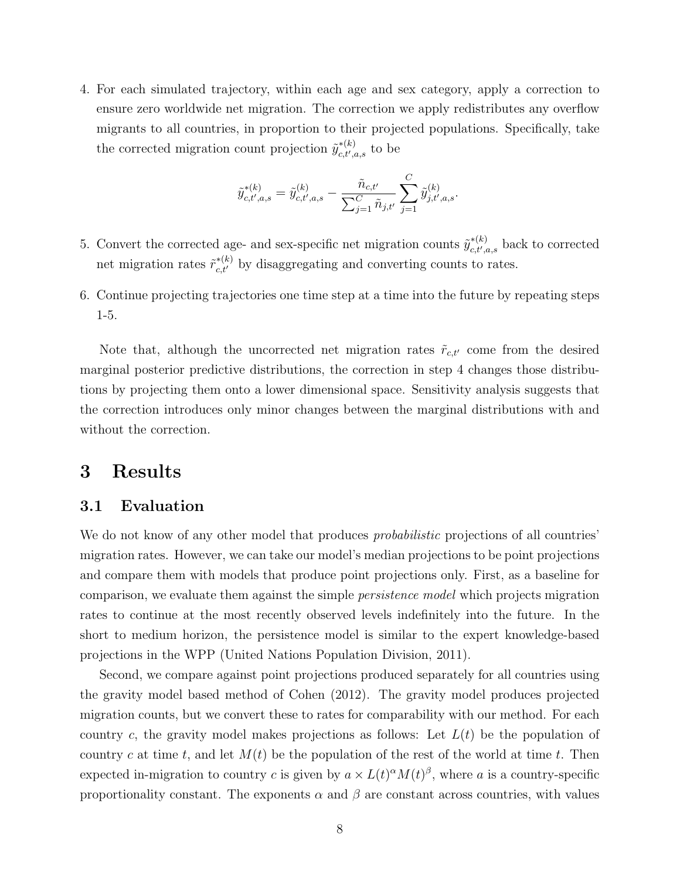4. For each simulated trajectory, within each age and sex category, apply a correction to ensure zero worldwide net migration. The correction we apply redistributes any overflow migrants to all countries, in proportion to their projected populations. Specifically, take the corrected migration count projection $\tilde{y}^{*(k)}_{c,t',a,s}$ to be

$$\tilde{y}^{*(k)}_{c,t',a,s} = \tilde{y}^{(k)}_{c,t',a,s} - \frac{\tilde{n}_{c,t'}}{\sum_{j=1}^{C} \tilde{n}_{j,t'}} \sum_{j=1}^{C} \tilde{y}^{(k)}_{j,t',a,s}.$$

5. Convert the corrected age- and sex-specific net migration counts $\tilde{y}^{*(k)}_{c,t',a,s}$ back to corrected net migration rates $\tilde{r}^{*(k)}_{c,t'}$ by disaggregating and converting counts to rates.

6. Continue projecting trajectories one time step at a time into the future by repeating steps 1-5.

Note that, although the uncorrected net migration rates $\tilde{r}_{c,t'}$ come from the desired marginal posterior predictive distributions, the correction in step 4 changes those distributions by projecting them onto a lower dimensional space. Sensitivity analysis suggests that the correction introduces only minor changes between the marginal distributions with and without the correction.

# 3 Results

## 3.1 Evaluation

We do not know of any other model that produces *probabilistic* projections of all countries' migration rates. However, we can take our model's median projections to be point projections and compare them with models that produce point projections only. First, as a baseline for comparison, we evaluate them against the simple *persistence model* which projects migration rates to continue at the most recently observed levels indefinitely into the future. In the short to medium horizon, the persistence model is similar to the expert knowledge-based projections in the WPP (United Nations Population Division, 2011).

Second, we compare against point projections produced separately for all countries using the gravity model based method of Cohen (2012). The gravity model produces projected migration counts, but we convert these to rates for comparability with our method. For each country $c$, the gravity model makes projections as follows: Let $L(t)$ be the population of country $c$ at time $t$, and let $M(t)$ be the population of the rest of the world at time $t$. Then expected in-migration to country $c$ is given by $a \times L(t)^{\alpha} M(t)^{\beta}$, where $a$ is a country-specific proportionality constant. The exponents $\alpha$ and $\beta$ are constant across countries, with values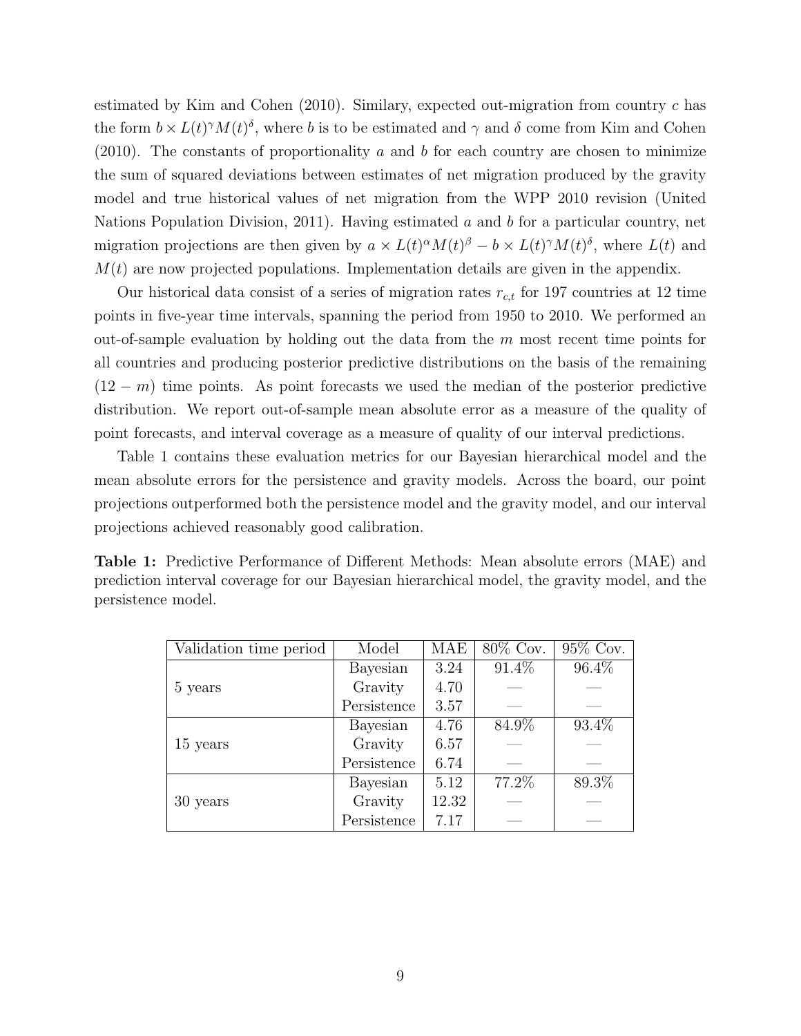estimated by Kim and Cohen (2010). Similary, expected out-migration from country $c$ has the form $b \times L(t)^{\gamma} M(t)^{\delta}$, where $b$ is to be estimated and $\gamma$ and $\delta$ come from Kim and Cohen (2010). The constants of proportionality $a$ and $b$ for each country are chosen to minimize the sum of squared deviations between estimates of net migration produced by the gravity model and true historical values of net migration from the WPP 2010 revision (United Nations Population Division, 2011). Having estimated $a$ and $b$ for a particular country, net migration projections are then given by $a \times L(t)^{\alpha} M(t)^{\beta} - b \times L(t)^{\gamma} M(t)^{\delta}$, where $L(t)$ and $M(t)$ are now projected populations. Implementation details are given in the appendix.

Our historical data consist of a series of migration rates $r_{c,t}$ for 197 countries at 12 time points in five-year time intervals, spanning the period from 1950 to 2010. We performed an out-of-sample evaluation by holding out the data from the $m$ most recent time points for all countries and producing posterior predictive distributions on the basis of the remaining $(12 - m)$ time points. As point forecasts we used the median of the posterior predictive distribution. We report out-of-sample mean absolute error as a measure of the quality of point forecasts, and interval coverage as a measure of quality of our interval predictions.

Table 1 contains these evaluation metrics for our Bayesian hierarchical model and the mean absolute errors for the persistence and gravity models. Across the board, our point projections outperformed both the persistence model and the gravity model, and our interval projections achieved reasonably good calibration.

**Table 1:** Predictive Performance of Different Methods: Mean absolute errors (MAE) and prediction interval coverage for our Bayesian hierarchical model, the gravity model, and the persistence model.

| Validation time period | Model | MAE | 80% Cov. | 95% Cov. |
|---|---|---|---|---|
| 5 years | Bayesian | 3.24 | 91.4% | 96.4% |
| | Gravity | 4.70 | — | — |
| | Persistence | 3.57 | — | — |
| 15 years | Bayesian | 4.76 | 84.9% | 93.4% |
| | Gravity | 6.57 | — | — |
| | Persistence | 6.74 | — | — |
| 30 years | Bayesian | 5.12 | 77.2% | 89.3% |
| | Gravity | 12.32 | — | — |
| | Persistence | 7.17 | — | — |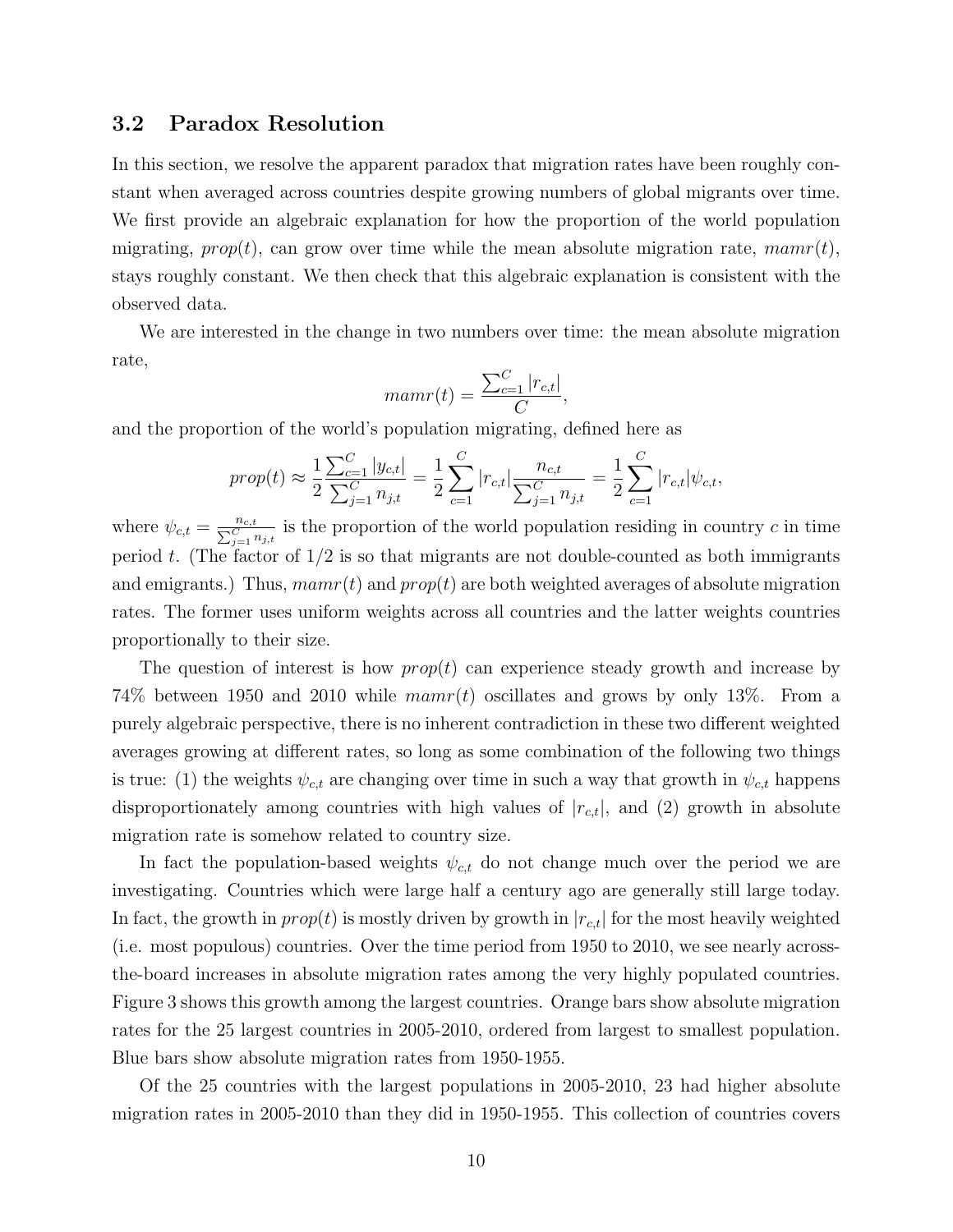### 3.2 Paradox Resolution

In this section, we resolve the apparent paradox that migration rates have been roughly constant when averaged across countries despite growing numbers of global migrants over time. We first provide an algebraic explanation for how the proportion of the world population migrating, $prop(t)$, can grow over time while the mean absolute migration rate, $mamr(t)$, stays roughly constant. We then check that this algebraic explanation is consistent with the observed data.

We are interested in the change in two numbers over time: the mean absolute migration rate,

$$mamr(t) = \frac{\sum_{c=1}^{C} |r_{c,t}|}{C},$$

and the proportion of the world's population migrating, defined here as

$$prop(t) \approx \frac{1}{2} \frac{\sum_{c=1}^{C} |y_{c,t}|}{\sum_{j=1}^{C} n_{j,t}} = \frac{1}{2} \sum_{c=1}^{C} |r_{c,t}| \frac{n_{c,t}}{\sum_{j=1}^{C} n_{j,t}} = \frac{1}{2} \sum_{c=1}^{C} |r_{c,t}| \psi_{c,t},$$

where $\psi_{c,t} = \frac{n_{c,t}}{\sum_{j=1}^{C} n_{j,t}}$ is the proportion of the world population residing in country $c$ in time period $t$. (The factor of 1/2 is so that migrants are not double-counted as both immigrants and emigrants.) Thus, $mamr(t)$ and $prop(t)$ are both weighted averages of absolute migration rates. The former uses uniform weights across all countries and the latter weights countries proportionally to their size.

The question of interest is how $prop(t)$ can experience steady growth and increase by 74% between 1950 and 2010 while $mamr(t)$ oscillates and grows by only 13%. From a purely algebraic perspective, there is no inherent contradiction in these two different weighted averages growing at different rates, so long as some combination of the following two things is true: (1) the weights $\psi_{c,t}$ are changing over time in such a way that growth in $\psi_{c,t}$ happens disproportionately among countries with high values of $|r_{c,t}|$, and (2) growth in absolute migration rate is somehow related to country size.

In fact the population-based weights $\psi_{c,t}$ do not change much over the period we are investigating. Countries which were large half a century ago are generally still large today. In fact, the growth in $prop(t)$ is mostly driven by growth in $|r_{c,t}|$ for the most heavily weighted (i.e. most populous) countries. Over the time period from 1950 to 2010, we see nearly across-the-board increases in absolute migration rates among the very highly populated countries. Figure 3 shows this growth among the largest countries. Orange bars show absolute migration rates for the 25 largest countries in 2005-2010, ordered from largest to smallest population. Blue bars show absolute migration rates from 1950-1955.

Of the 25 countries with the largest populations in 2005-2010, 23 had higher absolute migration rates in 2005-2010 than they did in 1950-1955. This collection of countries covers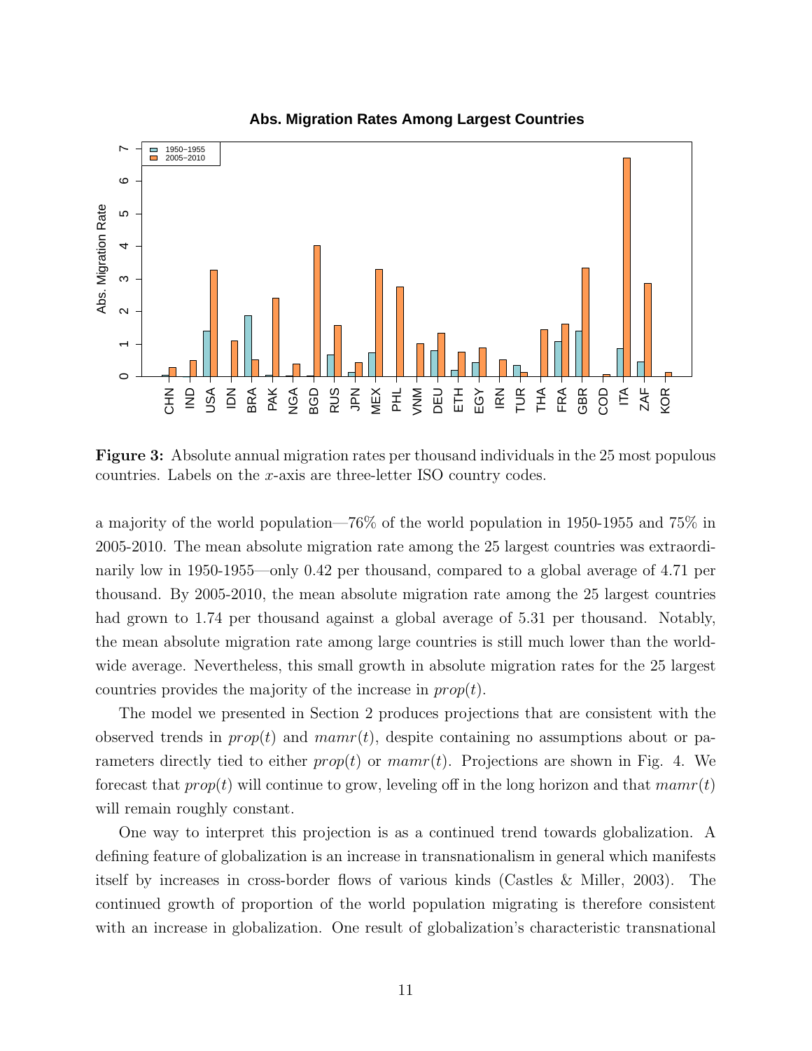**Figure 3:** Absolute annual migration rates per thousand individuals in the 25 most populous countries. Labels on the $x$-axis are three-letter ISO country codes.

a majority of the world population—76% of the world population in 1950-1955 and 75% in 2005-2010. The mean absolute migration rate among the 25 largest countries was extraordinarily low in 1950-1955—only 0.42 per thousand, compared to a global average of 4.71 per thousand. By 2005-2010, the mean absolute migration rate among the 25 largest countries had grown to 1.74 per thousand against a global average of 5.31 per thousand. Notably, the mean absolute migration rate among large countries is still much lower than the worldwide average. Nevertheless, this small growth in absolute migration rates for the 25 largest countries provides the majority of the increase in $prop(t)$.

The model we presented in Section 2 produces projections that are consistent with the observed trends in $prop(t)$ and $mamr(t)$, despite containing no assumptions about or parameters directly tied to either $prop(t)$ or $mamr(t)$. Projections are shown in Fig. 4. We forecast that $prop(t)$ will continue to grow, leveling off in the long horizon and that $mamr(t)$ will remain roughly constant.

One way to interpret this projection is as a continued trend towards globalization. A defining feature of globalization is an increase in transnationalism in general which manifests itself by increases in cross-border flows of various kinds (Castles & Miller, 2003). The continued growth of proportion of the world population migrating is therefore consistent with an increase in globalization. One result of globalization's characteristic transnational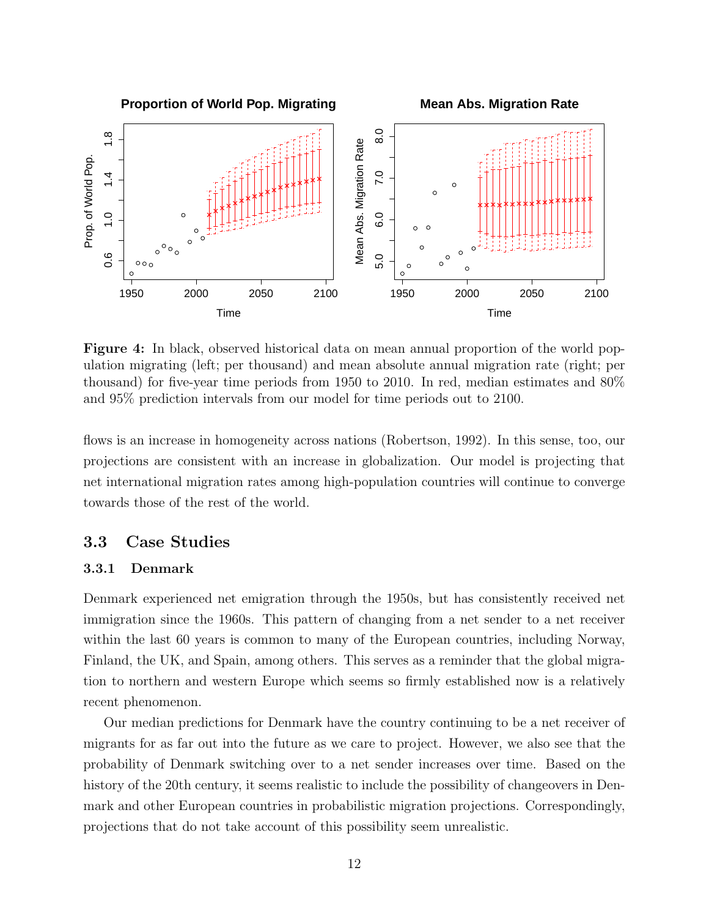**Figure 4:** In black, observed historical data on mean annual proportion of the world population migrating (left; per thousand) and mean absolute annual migration rate (right; per thousand) for five-year time periods from 1950 to 2010. In red, median estimates and 80% and 95% prediction intervals from our model for time periods out to 2100.

flows is an increase in homogeneity across nations (Robertson, 1992). In this sense, too, our projections are consistent with an increase in globalization. Our model is projecting that net international migration rates among high-population countries will continue to converge towards those of the rest of the world.

## 3.3 Case Studies

### 3.3.1 Denmark

Denmark experienced net emigration through the 1950s, but has consistently received net immigration since the 1960s. This pattern of changing from a net sender to a net receiver within the last 60 years is common to many of the European countries, including Norway, Finland, the UK, and Spain, among others. This serves as a reminder that the global migration to northern and western Europe which seems so firmly established now is a relatively recent phenomenon.

Our median predictions for Denmark have the country continuing to be a net receiver of migrants for as far out into the future as we care to project. However, we also see that the probability of Denmark switching over to a net sender increases over time. Based on the history of the 20th century, it seems realistic to include the possibility of changeovers in Denmark and other European countries in probabilistic migration projections. Correspondingly, projections that do not take account of this possibility seem unrealistic.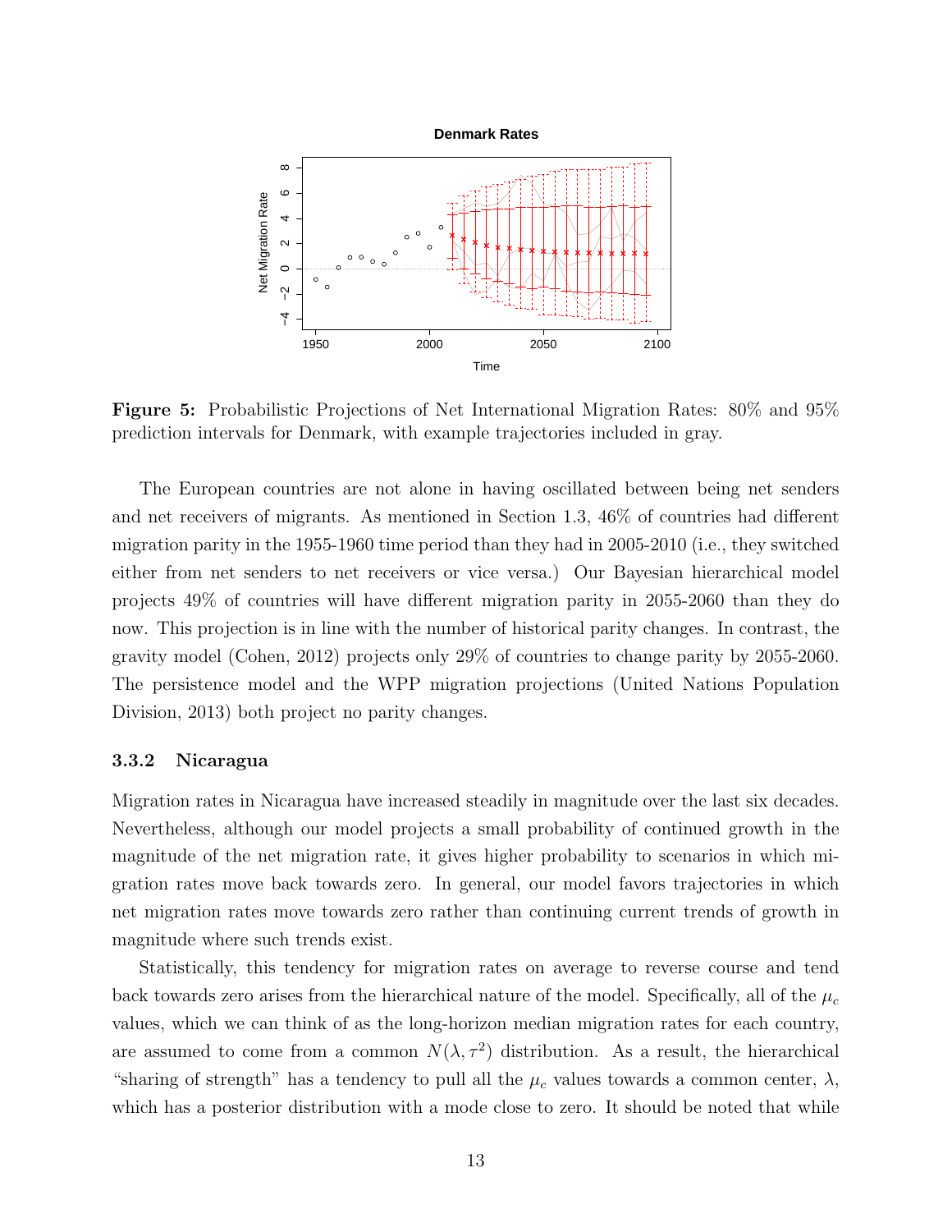**Figure 5:** Probabilistic Projections of Net International Migration Rates: 80% and 95% prediction intervals for Denmark, with example trajectories included in gray.

The European countries are not alone in having oscillated between being net senders and net receivers of migrants. As mentioned in Section 1.3, 46% of countries had different migration parity in the 1955-1960 time period than they had in 2005-2010 (i.e., they switched either from net senders to net receivers or vice versa.) Our Bayesian hierarchical model projects 49% of countries will have different migration parity in 2055-2060 than they do now. This projection is in line with the number of historical parity changes. In contrast, the gravity model (Cohen, 2012) projects only 29% of countries to change parity by 2055-2060. The persistence model and the WPP migration projections (United Nations Population Division, 2013) both project no parity changes.

### 3.3.2 Nicaragua

Migration rates in Nicaragua have increased steadily in magnitude over the last six decades. Nevertheless, although our model projects a small probability of continued growth in the magnitude of the net migration rate, it gives higher probability to scenarios in which migration rates move back towards zero. In general, our model favors trajectories in which net migration rates move towards zero rather than continuing current trends of growth in magnitude where such trends exist.

Statistically, this tendency for migration rates on average to reverse course and tend back towards zero arises from the hierarchical nature of the model. Specifically, all of the $\mu_c$ values, which we can think of as the long-horizon median migration rates for each country, are assumed to come from a common $N(\lambda, \tau^2)$ distribution. As a result, the hierarchical "sharing of strength" has a tendency to pull all the $\mu_c$ values towards a common center, $\lambda$, which has a posterior distribution with a mode close to zero. It should be noted that while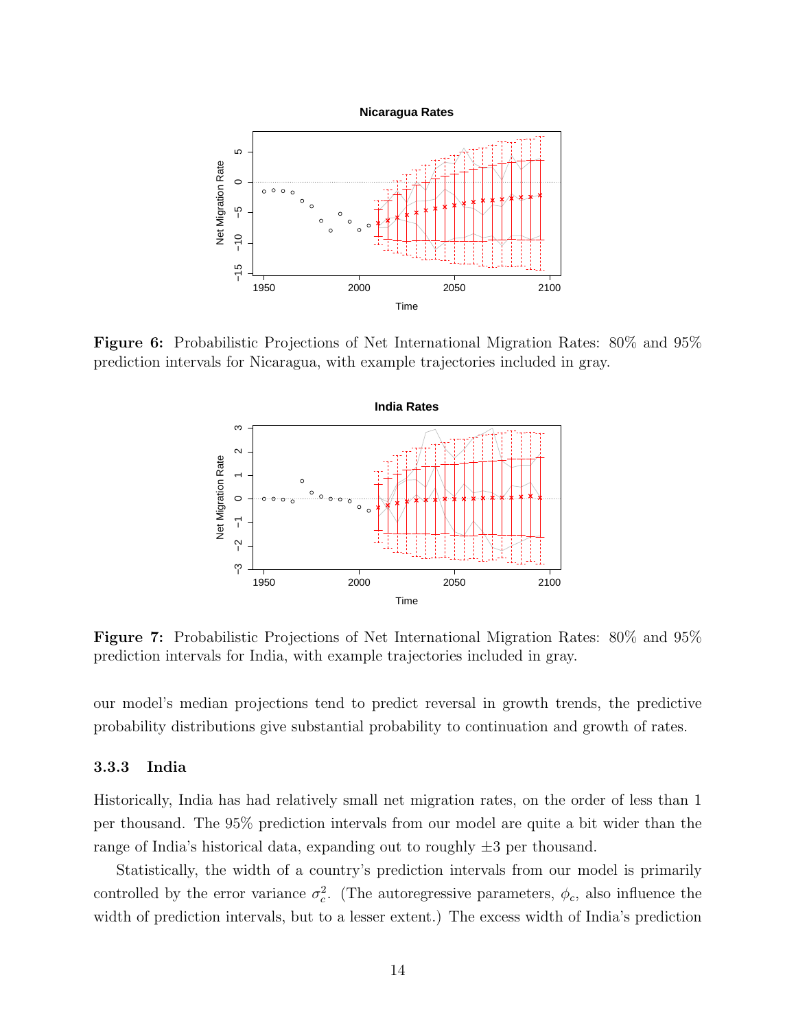**Figure 6:** Probabilistic Projections of Net International Migration Rates: 80% and 95% prediction intervals for Nicaragua, with example trajectories included in gray.

**Figure 7:** Probabilistic Projections of Net International Migration Rates: 80% and 95% prediction intervals for India, with example trajectories included in gray.

our model's median projections tend to predict reversal in growth trends, the predictive probability distributions give substantial probability to continuation and growth of rates.

#### 3.3.3 India

Historically, India has had relatively small net migration rates, on the order of less than 1 per thousand. The 95% prediction intervals from our model are quite a bit wider than the range of India's historical data, expanding out to roughly $\pm 3$ per thousand.

Statistically, the width of a country's prediction intervals from our model is primarily controlled by the error variance $\sigma_c^2$. (The autoregressive parameters, $\phi_c$, also influence the width of prediction intervals, but to a lesser extent.) The excess width of India's prediction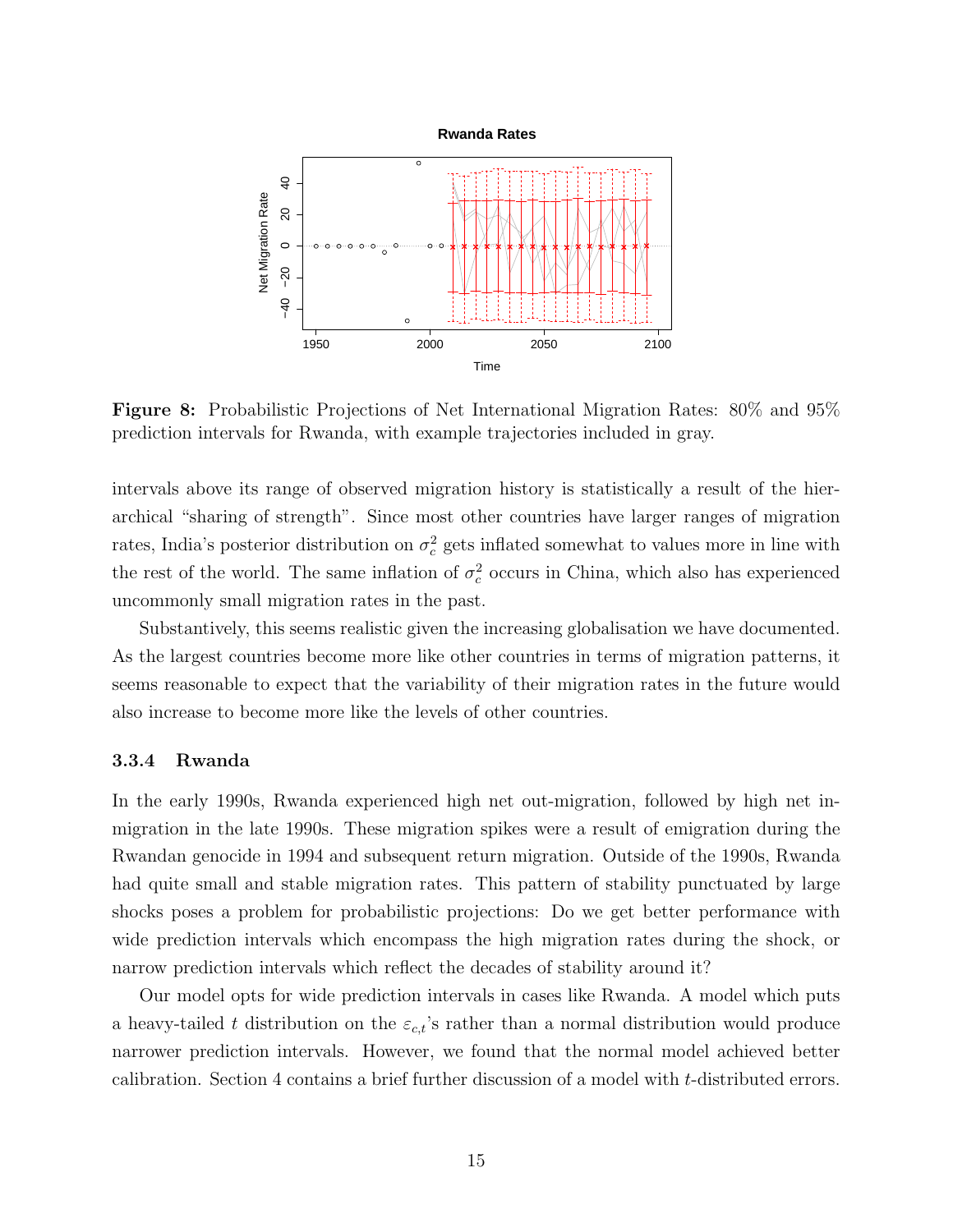**Figure 8:** Probabilistic Projections of Net International Migration Rates: 80% and 95% prediction intervals for Rwanda, with example trajectories included in gray.

intervals above its range of observed migration history is statistically a result of the hierarchical "sharing of strength". Since most other countries have larger ranges of migration rates, India's posterior distribution on $\sigma_c^2$ gets inflated somewhat to values more in line with the rest of the world. The same inflation of $\sigma_c^2$ occurs in China, which also has experienced uncommonly small migration rates in the past.

Substantively, this seems realistic given the increasing globalisation we have documented. As the largest countries become more like other countries in terms of migration patterns, it seems reasonable to expect that the variability of their migration rates in the future would also increase to become more like the levels of other countries.

### 3.3.4 Rwanda

In the early 1990s, Rwanda experienced high net out-migration, followed by high net in-migration in the late 1990s. These migration spikes were a result of emigration during the Rwandan genocide in 1994 and subsequent return migration. Outside of the 1990s, Rwanda had quite small and stable migration rates. This pattern of stability punctuated by large shocks poses a problem for probabilistic projections: Do we get better performance with wide prediction intervals which encompass the high migration rates during the shock, or narrow prediction intervals which reflect the decades of stability around it?

Our model opts for wide prediction intervals in cases like Rwanda. A model which puts a heavy-tailed $t$ distribution on the $\varepsilon_{c,t}$'s rather than a normal distribution would produce narrower prediction intervals. However, we found that the normal model achieved better calibration. Section 4 contains a brief further discussion of a model with $t$-distributed errors.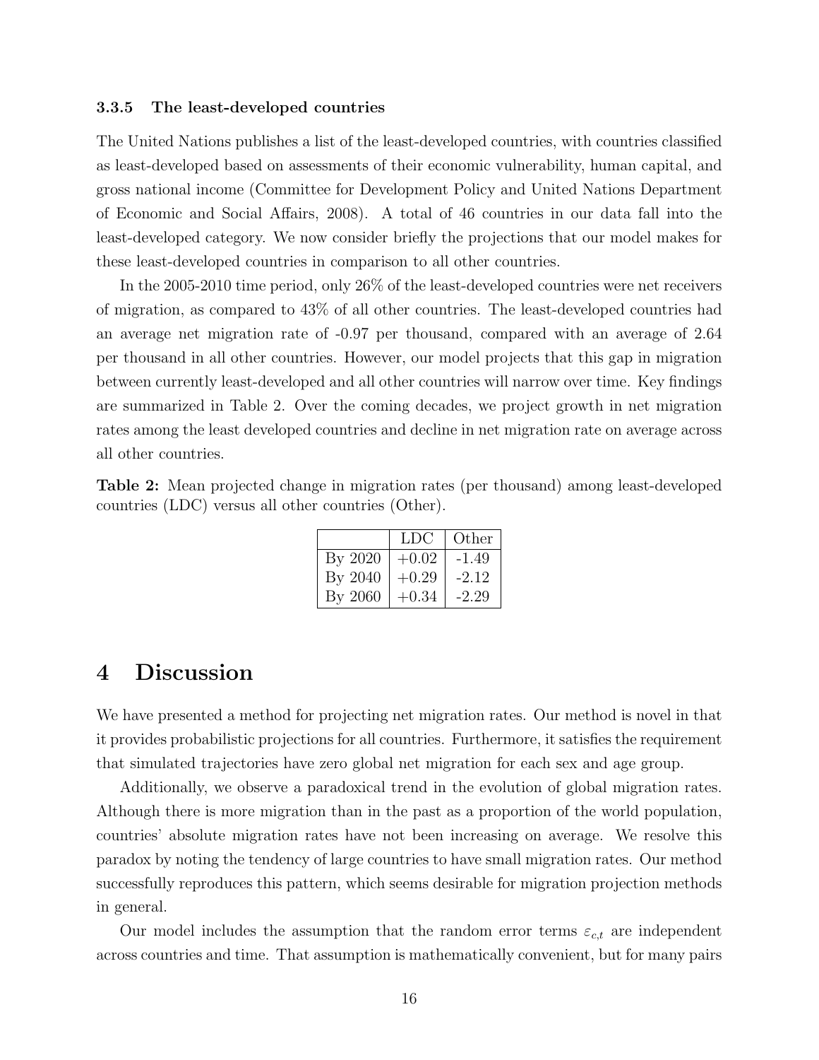### 3.3.5 The least-developed countries

The United Nations publishes a list of the least-developed countries, with countries classified as least-developed based on assessments of their economic vulnerability, human capital, and gross national income (Committee for Development Policy and United Nations Department of Economic and Social Affairs, 2008). A total of 46 countries in our data fall into the least-developed category. We now consider briefly the projections that our model makes for these least-developed countries in comparison to all other countries.

In the 2005-2010 time period, only 26% of the least-developed countries were net receivers of migration, as compared to 43% of all other countries. The least-developed countries had an average net migration rate of -0.97 per thousand, compared with an average of 2.64 per thousand in all other countries. However, our model projects that this gap in migration between currently least-developed and all other countries will narrow over time. Key findings are summarized in Table 2. Over the coming decades, we project growth in net migration rates among the least developed countries and decline in net migration rate on average across all other countries.

**Table 2:** Mean projected change in migration rates (per thousand) among least-developed countries (LDC) versus all other countries (Other).

| | LDC | Other |
|---|---|---|
| By 2020 | +0.02 | -1.49 |
| By 2040 | +0.29 | -2.12 |
| By 2060 | +0.34 | -2.29 |

# 4 Discussion

We have presented a method for projecting net migration rates. Our method is novel in that it provides probabilistic projections for all countries. Furthermore, it satisfies the requirement that simulated trajectories have zero global net migration for each sex and age group.

Additionally, we observe a paradoxical trend in the evolution of global migration rates. Although there is more migration than in the past as a proportion of the world population, countries' absolute migration rates have not been increasing on average. We resolve this paradox by noting the tendency of large countries to have small migration rates. Our method successfully reproduces this pattern, which seems desirable for migration projection methods in general.

Our model includes the assumption that the random error terms $\varepsilon_{c,t}$ are independent across countries and time. That assumption is mathematically convenient, but for many pairs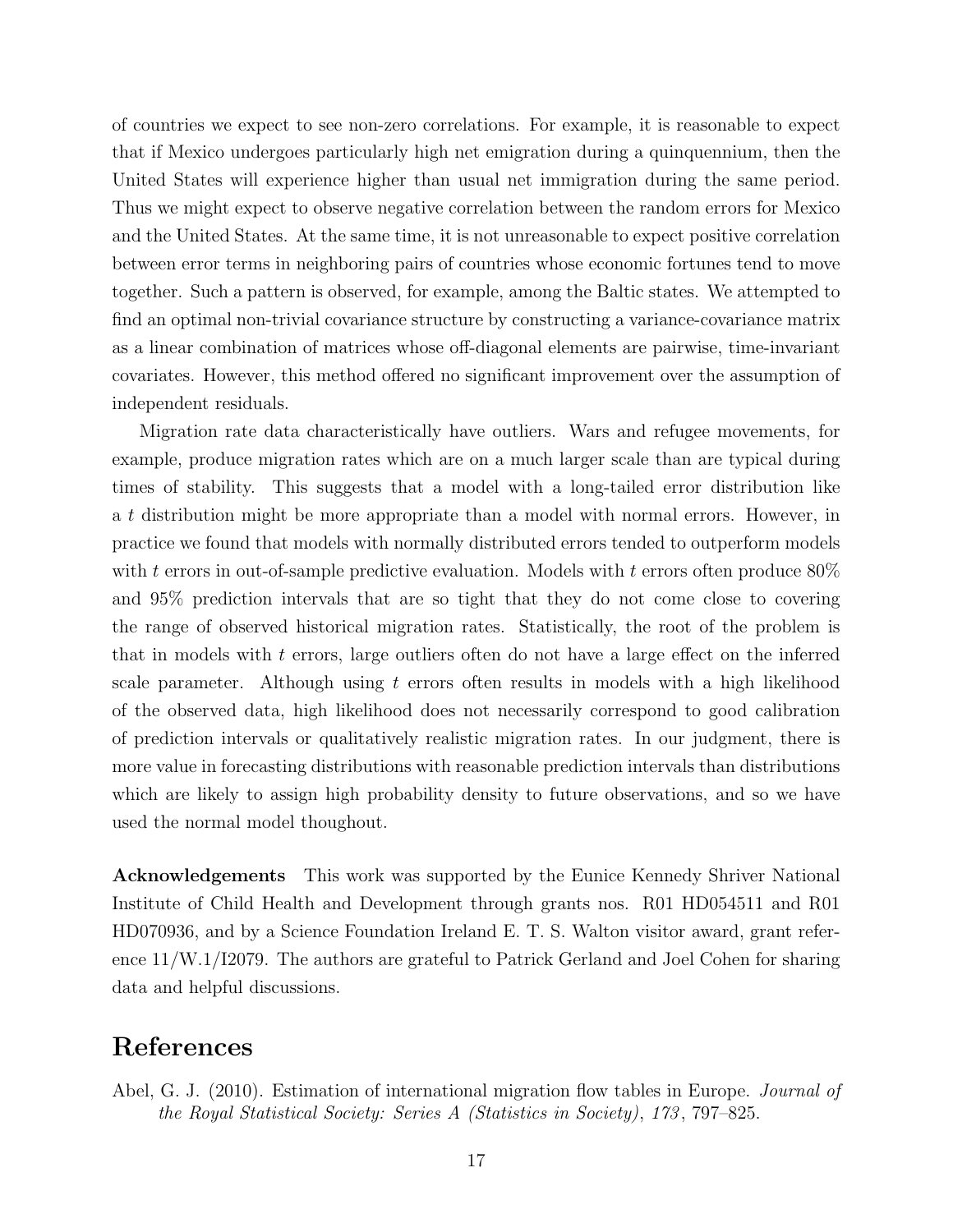of countries we expect to see non-zero correlations. For example, it is reasonable to expect that if Mexico undergoes particularly high net emigration during a quinquennium, then the United States will experience higher than usual net immigration during the same period. Thus we might expect to observe negative correlation between the random errors for Mexico and the United States. At the same time, it is not unreasonable to expect positive correlation between error terms in neighboring pairs of countries whose economic fortunes tend to move together. Such a pattern is observed, for example, among the Baltic states. We attempted to find an optimal non-trivial covariance structure by constructing a variance-covariance matrix as a linear combination of matrices whose off-diagonal elements are pairwise, time-invariant covariates. However, this method offered no significant improvement over the assumption of independent residuals.

Migration rate data characteristically have outliers. Wars and refugee movements, for example, produce migration rates which are on a much larger scale than are typical during times of stability. This suggests that a model with a long-tailed error distribution like a $t$ distribution might be more appropriate than a model with normal errors. However, in practice we found that models with normally distributed errors tended to outperform models with $t$ errors in out-of-sample predictive evaluation. Models with $t$ errors often produce 80% and 95% prediction intervals that are so tight that they do not come close to covering the range of observed historical migration rates. Statistically, the root of the problem is that in models with $t$ errors, large outliers often do not have a large effect on the inferred scale parameter. Although using $t$ errors often results in models with a high likelihood of the observed data, high likelihood does not necessarily correspond to good calibration of prediction intervals or qualitatively realistic migration rates. In our judgment, there is more value in forecasting distributions with reasonable prediction intervals than distributions which are likely to assign high probability density to future observations, and so we have used the normal model thoughout.

**Acknowledgements** This work was supported by the Eunice Kennedy Shriver National Institute of Child Health and Development through grants nos. R01 HD054511 and R01 HD070936, and by a Science Foundation Ireland E. T. S. Walton visitor award, grant reference 11/W.1/I2079. The authors are grateful to Patrick Gerland and Joel Cohen for sharing data and helpful discussions.

# References

Abel, G. J. (2010). Estimation of international migration flow tables in Europe. *Journal of the Royal Statistical Society: Series A (Statistics in Society)*, *173*, 797–825.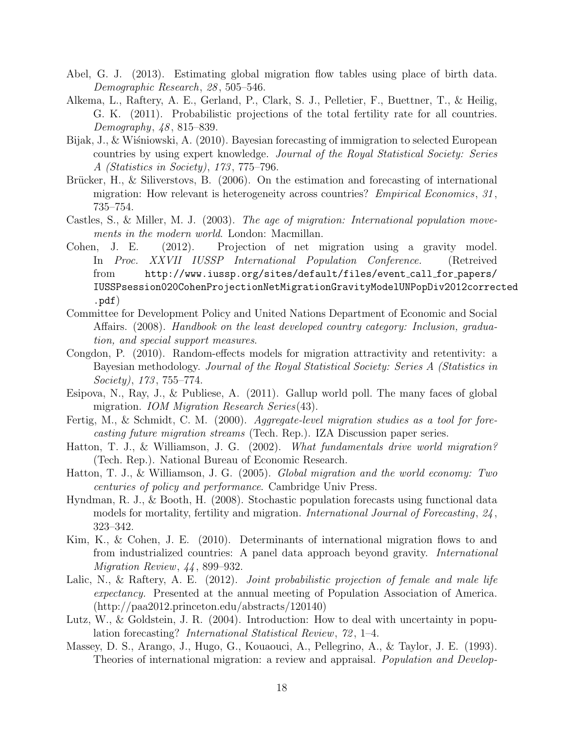Abel, G. J. (2013). Estimating global migration flow tables using place of birth data. *Demographic Research*, *28*, 505–546.

Alkema, L., Raftery, A. E., Gerland, P., Clark, S. J., Pelletier, F., Buettner, T., & Heilig, G. K. (2011). Probabilistic projections of the total fertility rate for all countries. *Demography*, *48*, 815–839.

Bijak, J., & Wiśniowski, A. (2010). Bayesian forecasting of immigration to selected European countries by using expert knowledge. *Journal of the Royal Statistical Society: Series A (Statistics in Society)*, *173*, 775–796.

Brücker, H., & Siliverstovs, B. (2006). On the estimation and forecasting of international migration: How relevant is heterogeneity across countries? *Empirical Economics*, *31*, 735–754.

Castles, S., & Miller, M. J. (2003). *The age of migration: International population movements in the modern world*. London: Macmillan.

Cohen, J. E. (2012). Projection of net migration using a gravity model. In *Proc. XXVII IUSSP International Population Conference.* (Retreived from `http://www.iussp.org/sites/default/files/event_call_for_papers/IUSSPsession020CohenProjectionNetMigrationGravityModelUNPopDiv2012corrected.pdf`)

Committee for Development Policy and United Nations Department of Economic and Social Affairs. (2008). *Handbook on the least developed country category: Inclusion, graduation, and special support measures*.

Congdon, P. (2010). Random-effects models for migration attractivity and retentivity: a Bayesian methodology. *Journal of the Royal Statistical Society: Series A (Statistics in Society)*, *173*, 755–774.

Esipova, N., Ray, J., & Publiese, A. (2011). Gallup world poll. The many faces of global migration. *IOM Migration Research Series*(43).

Fertig, M., & Schmidt, C. M. (2000). *Aggregate-level migration studies as a tool for forecasting future migration streams* (Tech. Rep.). IZA Discussion paper series.

Hatton, T. J., & Williamson, J. G. (2002). *What fundamentals drive world migration?* (Tech. Rep.). National Bureau of Economic Research.

Hatton, T. J., & Williamson, J. G. (2005). *Global migration and the world economy: Two centuries of policy and performance*. Cambridge Univ Press.

Hyndman, R. J., & Booth, H. (2008). Stochastic population forecasts using functional data models for mortality, fertility and migration. *International Journal of Forecasting*, *24*, 323–342.

Kim, K., & Cohen, J. E. (2010). Determinants of international migration flows to and from industrialized countries: A panel data approach beyond gravity. *International Migration Review*, *44*, 899–932.

Lalic, N., & Raftery, A. E. (2012). *Joint probabilistic projection of female and male life expectancy.* Presented at the annual meeting of Population Association of America. (http://paa2012.princeton.edu/abstracts/120140)

Lutz, W., & Goldstein, J. R. (2004). Introduction: How to deal with uncertainty in population forecasting? *International Statistical Review*, *72*, 1–4.

Massey, D. S., Arango, J., Hugo, G., Kouaouci, A., Pellegrino, A., & Taylor, J. E. (1993). Theories of international migration: a review and appraisal. *Population and Develop-*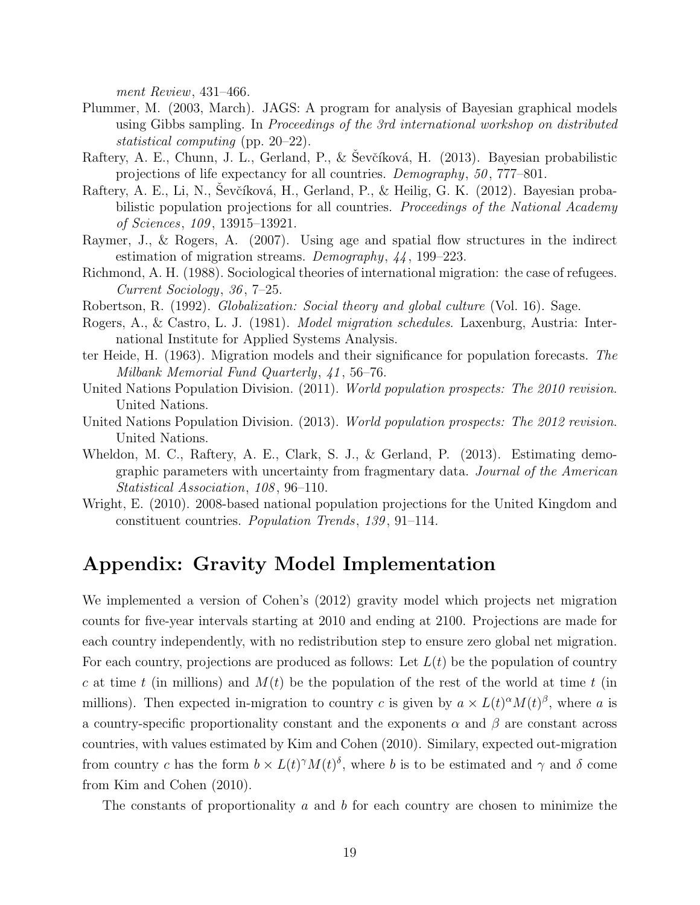*ment Review*, 431–466.

Plummer, M. (2003, March). JAGS: A program for analysis of Bayesian graphical models using Gibbs sampling. In *Proceedings of the 3rd international workshop on distributed statistical computing* (pp. 20–22).

Raftery, A. E., Chunn, J. L., Gerland, P., & Ševčíková, H. (2013). Bayesian probabilistic projections of life expectancy for all countries. *Demography*, *50*, 777–801.

Raftery, A. E., Li, N., Ševčíková, H., Gerland, P., & Heilig, G. K. (2012). Bayesian probabilistic population projections for all countries. *Proceedings of the National Academy of Sciences*, *109*, 13915–13921.

Raymer, J., & Rogers, A. (2007). Using age and spatial flow structures in the indirect estimation of migration streams. *Demography*, *44*, 199–223.

Richmond, A. H. (1988). Sociological theories of international migration: the case of refugees. *Current Sociology*, *36*, 7–25.

Robertson, R. (1992). *Globalization: Social theory and global culture* (Vol. 16). Sage.

Rogers, A., & Castro, L. J. (1981). *Model migration schedules*. Laxenburg, Austria: International Institute for Applied Systems Analysis.

ter Heide, H. (1963). Migration models and their significance for population forecasts. *The Milbank Memorial Fund Quarterly*, *41*, 56–76.

United Nations Population Division. (2011). *World population prospects: The 2010 revision*. United Nations.

United Nations Population Division. (2013). *World population prospects: The 2012 revision*. United Nations.

Wheldon, M. C., Raftery, A. E., Clark, S. J., & Gerland, P. (2013). Estimating demographic parameters with uncertainty from fragmentary data. *Journal of the American Statistical Association*, *108*, 96–110.

Wright, E. (2010). 2008-based national population projections for the United Kingdom and constituent countries. *Population Trends*, *139*, 91–114.

# Appendix: Gravity Model Implementation

We implemented a version of Cohen's (2012) gravity model which projects net migration counts for five-year intervals starting at 2010 and ending at 2100. Projections are made for each country independently, with no redistribution step to ensure zero global net migration. For each country, projections are produced as follows: Let $L(t)$ be the population of country $c$ at time $t$ (in millions) and $M(t)$ be the population of the rest of the world at time $t$ (in millions). Then expected in-migration to country $c$ is given by $a \times L(t)^{\alpha} M(t)^{\beta}$, where $a$ is a country-specific proportionality constant and the exponents $\alpha$ and $\beta$ are constant across countries, with values estimated by Kim and Cohen (2010). Similary, expected out-migration from country $c$ has the form $b \times L(t)^{\gamma} M(t)^{\delta}$, where $b$ is to be estimated and $\gamma$ and $\delta$ come from Kim and Cohen (2010).

The constants of proportionality $a$ and $b$ for each country are chosen to minimize the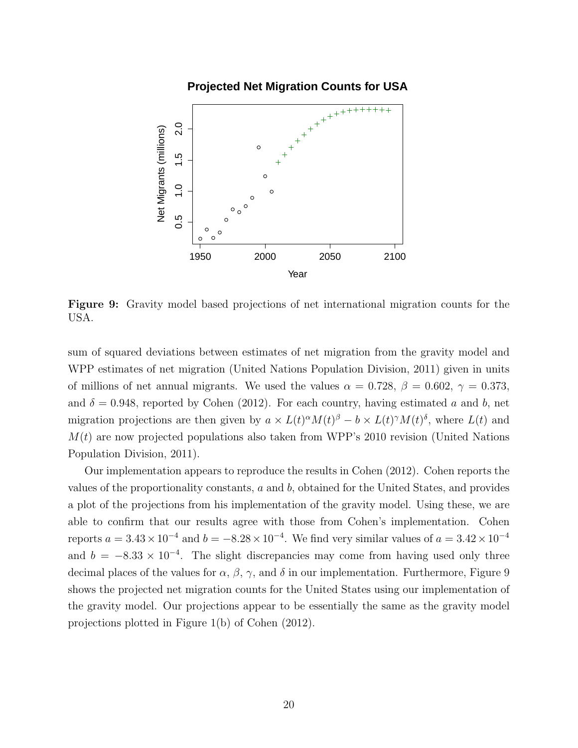Projected Net Migration Counts for USA

Net Migrants (millions)

0.5
1.0
1.5
2.0

1950
2000
2050
2100

Year

**Figure 9:** Gravity model based projections of net international migration counts for the USA.

sum of squared deviations between estimates of net migration from the gravity model and WPP estimates of net migration (United Nations Population Division, 2011) given in units of millions of net annual migrants. We used the values $\alpha = 0.728$, $\beta = 0.602$, $\gamma = 0.373$, and $\delta = 0.948$, reported by Cohen (2012). For each country, having estimated $a$ and $b$, net migration projections are then given by $a \times L(t)^{\alpha} M(t)^{\beta} - b \times L(t)^{\gamma} M(t)^{\delta}$, where $L(t)$ and $M(t)$ are now projected populations also taken from WPP's 2010 revision (United Nations Population Division, 2011).

Our implementation appears to reproduce the results in Cohen (2012). Cohen reports the values of the proportionality constants, $a$ and $b$, obtained for the United States, and provides a plot of the projections from his implementation of the gravity model. Using these, we are able to confirm that our results agree with those from Cohen's implementation. Cohen reports $a = 3.43 \times 10^{-4}$ and $b = -8.28 \times 10^{-4}$. We find very similar values of $a = 3.42 \times 10^{-4}$ and $b = -8.33 \times 10^{-4}$. The slight discrepancies may come from having used only three decimal places of the values for $\alpha$, $\beta$, $\gamma$, and $\delta$ in our implementation. Furthermore, Figure 9 shows the projected net migration counts for the United States using our implementation of the gravity model. Our projections appear to be essentially the same as the gravity model projections plotted in Figure 1(b) of Cohen (2012).